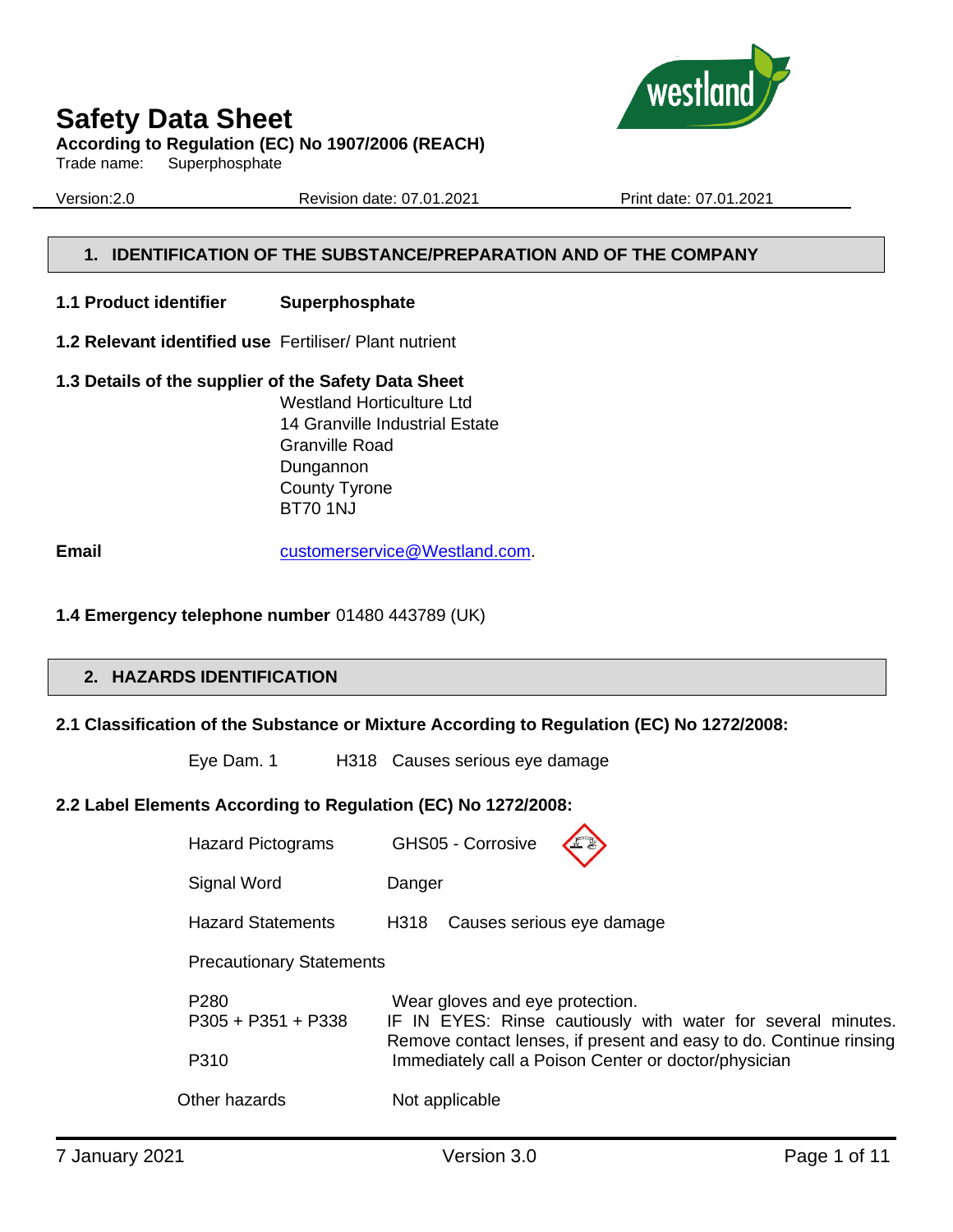# Safety Data Sheet

**According to Regulation (EC) No 1907/2006 (REACH)**

Trade name: Superphosphate

Version:2.0 Revision date: 07.01.2021 Print date: 07.01.2021

## 1. IDENTIFICATION OF THE SUBSTANCE/PREPARATION AND OF THE COMPANY

**1.1 Product identifier** **Superphosphate**

**1.2 Relevant identified use** Fertiliser/ Plant nutrient

**1.3 Details of the supplier of the Safety Data Sheet**

Westland Horticulture Ltd
14 Granville Industrial Estate
Granville Road
Dungannon
County Tyrone
BT70 1NJ

**Email** customerservice@Westland.com.

**1.4 Emergency telephone number** 01480 443789 (UK)

## 2. HAZARDS IDENTIFICATION

**2.1 Classification of the Substance or Mixture According to Regulation (EC) No 1272/2008:**

Eye Dam. 1 H318 Causes serious eye damage

**2.2 Label Elements According to Regulation (EC) No 1272/2008:**

| | |
|---|---|
| Hazard Pictograms | GHS05 - Corrosive |
| Signal Word | Danger |
| Hazard Statements | H318 Causes serious eye damage |
| Precautionary Statements | |
| P280 | Wear gloves and eye protection. |
| P305 + P351 + P338 | IF IN EYES: Rinse cautiously with water for several minutes. Remove contact lenses, if present and easy to do. Continue rinsing |
| P310 | Immediately call a Poison Center or doctor/physician |
| Other hazards | Not applicable |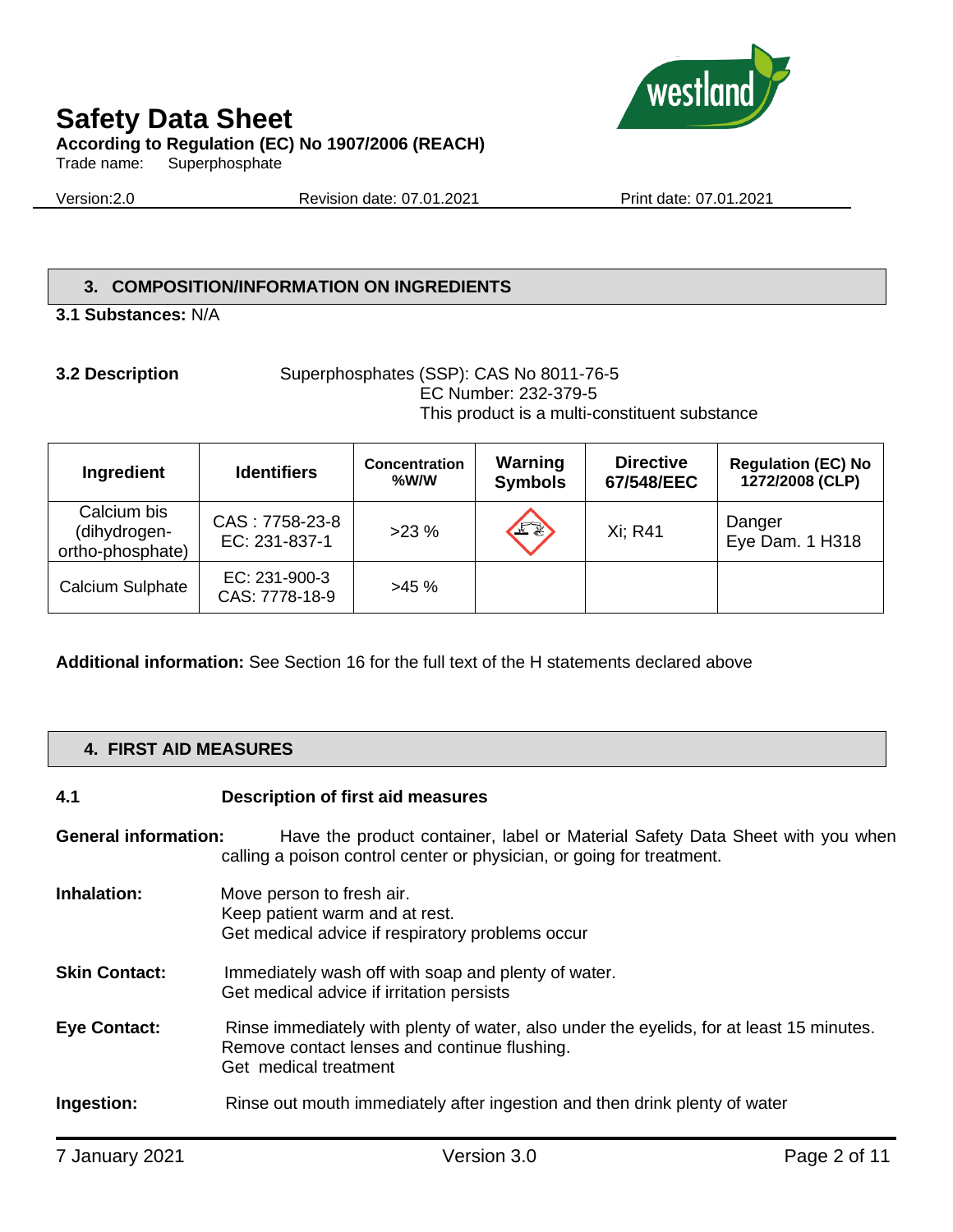## 3. COMPOSITION/INFORMATION ON INGREDIENTS

**3.1 Substances:** N/A

**3.2 Description** Superphosphates (SSP): CAS No 8011-76-5
EC Number: 232-379-5
This product is a multi-constituent substance

| Ingredient | Identifiers | Concentration %W/W | Warning Symbols | Directive 67/548/EEC | Regulation (EC) No 1272/2008 (CLP) |
|---|---|---|---|---|---|
| Calcium bis (dihydrogen-ortho-phosphate) | CAS : 7758-23-8 EC: 231-837-1 | >23 % | | Xi; R41 | Danger Eye Dam. 1 H318 |
| Calcium Sulphate | EC: 231-900-3 CAS: 7778-18-9 | >45 % | | | |

**Additional information:** See Section 16 for the full text of the H statements declared above

## 4. FIRST AID MEASURES

**4.1 Description of first aid measures**

**General information:** Have the product container, label or Material Safety Data Sheet with you when calling a poison control center or physician, or going for treatment.

**Inhalation:** Move person to fresh air.
Keep patient warm and at rest.
Get medical advice if respiratory problems occur

**Skin Contact:** Immediately wash off with soap and plenty of water.
Get medical advice if irritation persists

**Eye Contact:** Rinse immediately with plenty of water, also under the eyelids, for at least 15 minutes.
Remove contact lenses and continue flushing.
Get medical treatment

**Ingestion:** Rinse out mouth immediately after ingestion and then drink plenty of water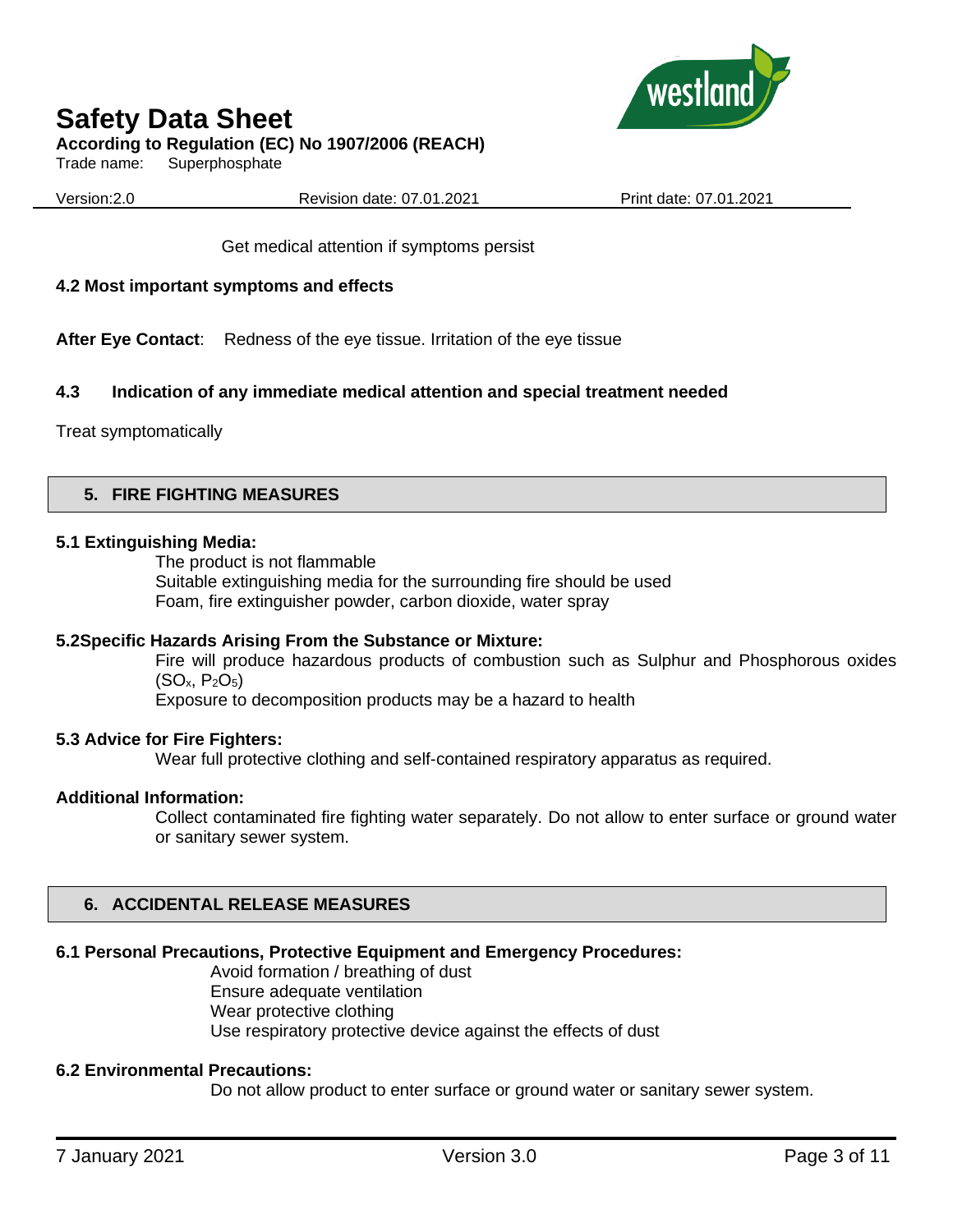Get medical attention if symptoms persist

### 4.2 Most important symptoms and effects

**After Eye Contact**: Redness of the eye tissue. Irritation of the eye tissue

### 4.3 Indication of any immediate medical attention and special treatment needed

Treat symptomatically

## 5. FIRE FIGHTING MEASURES

### 5.1 Extinguishing Media:

The product is not flammable
Suitable extinguishing media for the surrounding fire should be used
Foam, fire extinguisher powder, carbon dioxide, water spray

### 5.2Specific Hazards Arising From the Substance or Mixture:

Fire will produce hazardous products of combustion such as Sulphur and Phosphorous oxides ($SO_x$, $P_2O_5$)
Exposure to decomposition products may be a hazard to health

### 5.3 Advice for Fire Fighters:

Wear full protective clothing and self-contained respiratory apparatus as required.

### Additional Information:

Collect contaminated fire fighting water separately. Do not allow to enter surface or ground water or sanitary sewer system.

## 6. ACCIDENTAL RELEASE MEASURES

### 6.1 Personal Precautions, Protective Equipment and Emergency Procedures:

Avoid formation / breathing of dust
Ensure adequate ventilation
Wear protective clothing
Use respiratory protective device against the effects of dust

### 6.2 Environmental Precautions:

Do not allow product to enter surface or ground water or sanitary sewer system.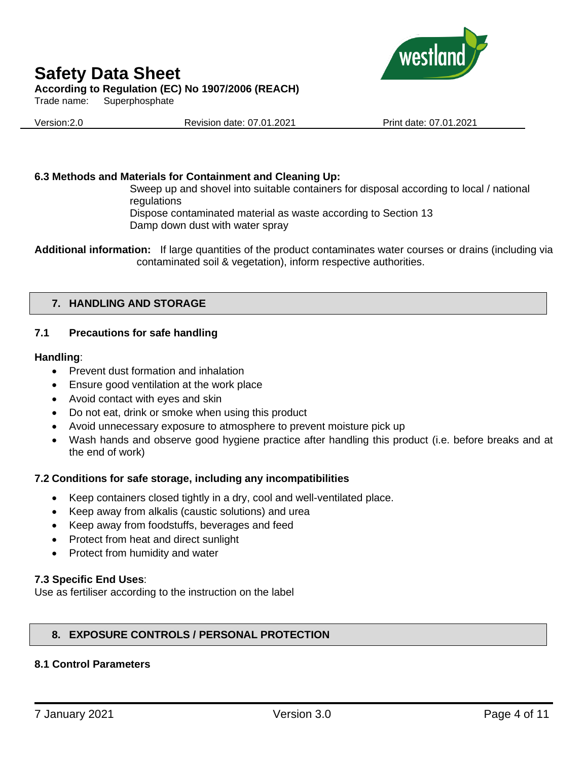**6.3 Methods and Materials for Containment and Cleaning Up:**

Sweep up and shovel into suitable containers for disposal according to local / national regulations
Dispose contaminated material as waste according to Section 13
Damp down dust with water spray

**Additional information:** If large quantities of the product contaminates water courses or drains (including via contaminated soil & vegetation), inform respective authorities.

## 7. HANDLING AND STORAGE

### 7.1 Precautions for safe handling

**Handling**:

- Prevent dust formation and inhalation
- Ensure good ventilation at the work place
- Avoid contact with eyes and skin
- Do not eat, drink or smoke when using this product
- Avoid unnecessary exposure to atmosphere to prevent moisture pick up
- Wash hands and observe good hygiene practice after handling this product (i.e. before breaks and at the end of work)

### 7.2 Conditions for safe storage, including any incompatibilities

- Keep containers closed tightly in a dry, cool and well-ventilated place.
- Keep away from alkalis (caustic solutions) and urea
- Keep away from foodstuffs, beverages and feed
- Protect from heat and direct sunlight
- Protect from humidity and water

### 7.3 Specific End Uses:

Use as fertiliser according to the instruction on the label

## 8. EXPOSURE CONTROLS / PERSONAL PROTECTION

### 8.1 Control Parameters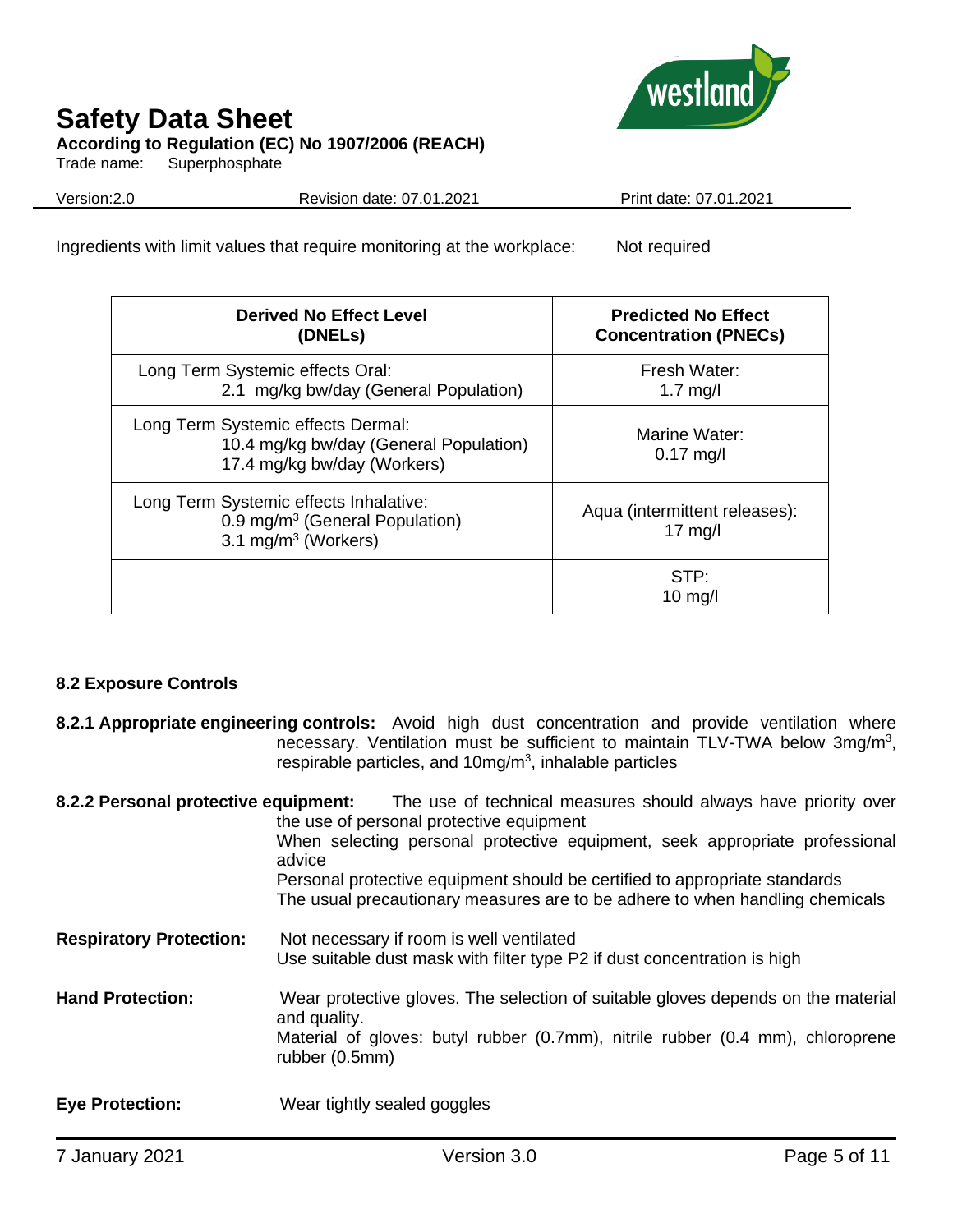Ingredients with limit values that require monitoring at the workplace: Not required

| Derived No Effect Level (DNELs) | Predicted No Effect Concentration (PNECs) |
|---|---|
| Long Term Systemic effects Oral: 2.1 mg/kg bw/day (General Population) | Fresh Water: 1.7 mg/l |
| Long Term Systemic effects Dermal: 10.4 mg/kg bw/day (General Population) 17.4 mg/kg bw/day (Workers) | Marine Water: 0.17 mg/l |
| Long Term Systemic effects Inhalative: 0.9 mg/m$^3$ (General Population) 3.1 mg/m$^3$ (Workers) | Aqua (intermittent releases): 17 mg/l |
| | STP: 10 mg/l |

### 8.2 Exposure Controls

**8.2.1 Appropriate engineering controls:** Avoid high dust concentration and provide ventilation where necessary. Ventilation must be sufficient to maintain TLV-TWA below 3mg/m$^3$, respirable particles, and 10mg/m$^3$, inhalable particles

**8.2.2 Personal protective equipment:** The use of technical measures should always have priority over the use of personal protective equipment
When selecting personal protective equipment, seek appropriate professional advice
Personal protective equipment should be certified to appropriate standards
The usual precautionary measures are to be adhere to when handling chemicals

**Respiratory Protection:** Not necessary if room is well ventilated
Use suitable dust mask with filter type P2 if dust concentration is high

**Hand Protection:** Wear protective gloves. The selection of suitable gloves depends on the material and quality.
Material of gloves: butyl rubber (0.7mm), nitrile rubber (0.4 mm), chloroprene rubber (0.5mm)

**Eye Protection:** Wear tightly sealed goggles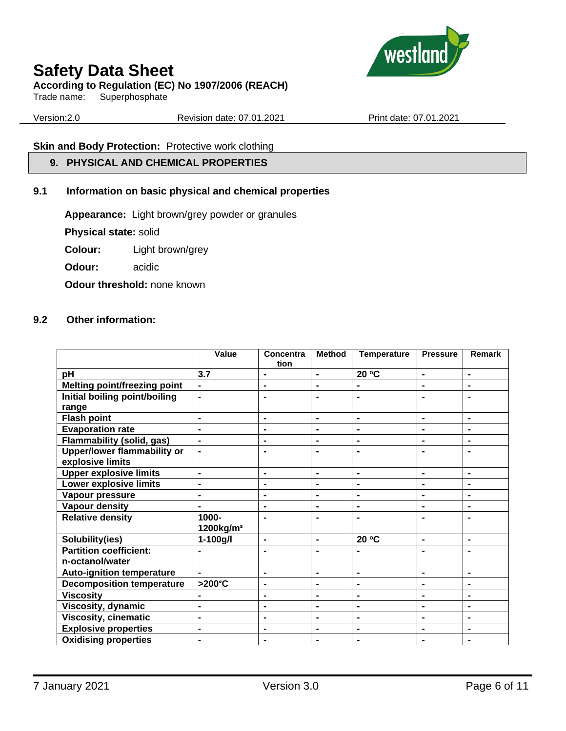**Skin and Body Protection:** Protective work clothing

## 9. PHYSICAL AND CHEMICAL PROPERTIES

### 9.1 Information on basic physical and chemical properties

**Appearance:** Light brown/grey powder or granules

**Physical state:** solid

**Colour:** Light brown/grey

**Odour:** acidic

**Odour threshold:** none known

### 9.2 Other information:

| | Value | Concentration | Method | Temperature | Pressure | Remark |
|---|---|---|---|---|---|---|
| pH | 3.7 | - | - | 20 ºC | - | - |
| Melting point/freezing point | - | - | - | - | - | - |
| Initial boiling point/boiling range | - | - | - | - | - | - |
| Flash point | - | - | - | - | - | - |
| Evaporation rate | - | - | - | - | - | - |
| Flammability (solid, gas) | - | - | - | - | - | - |
| Upper/lower flammability or explosive limits | - | - | - | - | - | - |
| Upper explosive limits | - | - | - | - | - | - |
| Lower explosive limits | - | - | - | - | - | - |
| Vapour pressure | - | - | - | - | - | - |
| Vapour density | - | - | - | - | - | - |
| Relative density | 1000-1200kg/m³ | - | - | - | - | - |
| Solubility(ies) | 1-100g/l | - | - | 20 ºC | - | - |
| Partition coefficient: n-octanol/water | - | - | - | - | - | - |
| Auto-ignition temperature | - | - | - | - | - | - |
| Decomposition temperature | >200°C | - | - | - | - | - |
| Viscosity | - | - | - | - | - | - |
| Viscosity, dynamic | - | - | - | - | - | - |
| Viscosity, cinematic | - | - | - | - | - | - |
| Explosive properties | - | - | - | - | - | - |
| Oxidising properties | - | - | - | - | - | - |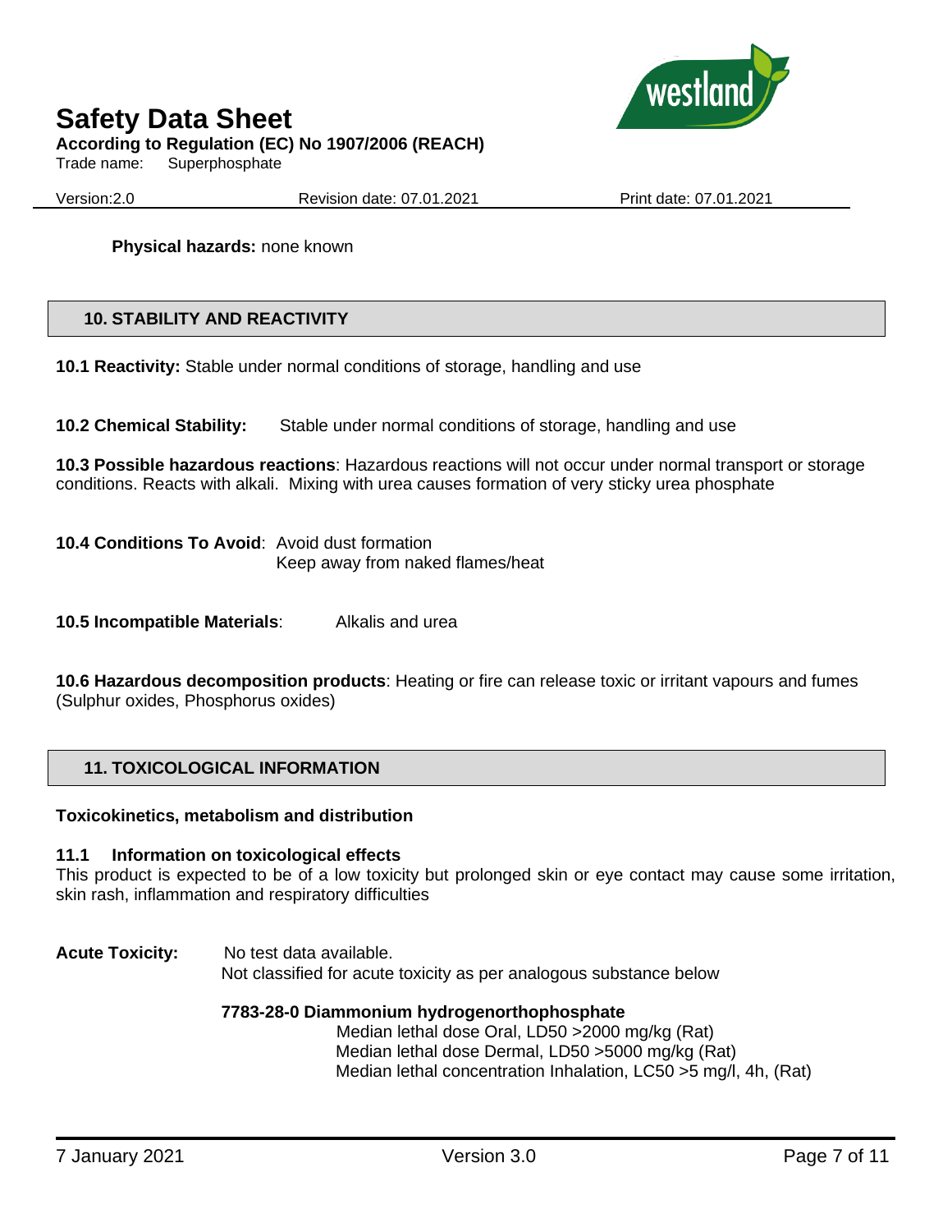**Physical hazards:** none known

## 10. STABILITY AND REACTIVITY

**10.1 Reactivity:** Stable under normal conditions of storage, handling and use

**10.2 Chemical Stability:** Stable under normal conditions of storage, handling and use

**10.3 Possible hazardous reactions**: Hazardous reactions will not occur under normal transport or storage conditions. Reacts with alkali. Mixing with urea causes formation of very sticky urea phosphate

**10.4 Conditions To Avoid**: Avoid dust formation
Keep away from naked flames/heat

**10.5 Incompatible Materials**: Alkalis and urea

**10.6 Hazardous decomposition products**: Heating or fire can release toxic or irritant vapours and fumes (Sulphur oxides, Phosphorus oxides)

## 11. TOXICOLOGICAL INFORMATION

**Toxicokinetics, metabolism and distribution**

**11.1 Information on toxicological effects**

This product is expected to be of a low toxicity but prolonged skin or eye contact may cause some irritation, skin rash, inflammation and respiratory difficulties

**Acute Toxicity:** No test data available.
Not classified for acute toxicity as per analogous substance below

**7783-28-0 Diammonium hydrogenorthophosphate**

Median lethal dose Oral, LD50 >2000 mg/kg (Rat)
Median lethal dose Dermal, LD50 >5000 mg/kg (Rat)
Median lethal concentration Inhalation, LC50 >5 mg/l, 4h, (Rat)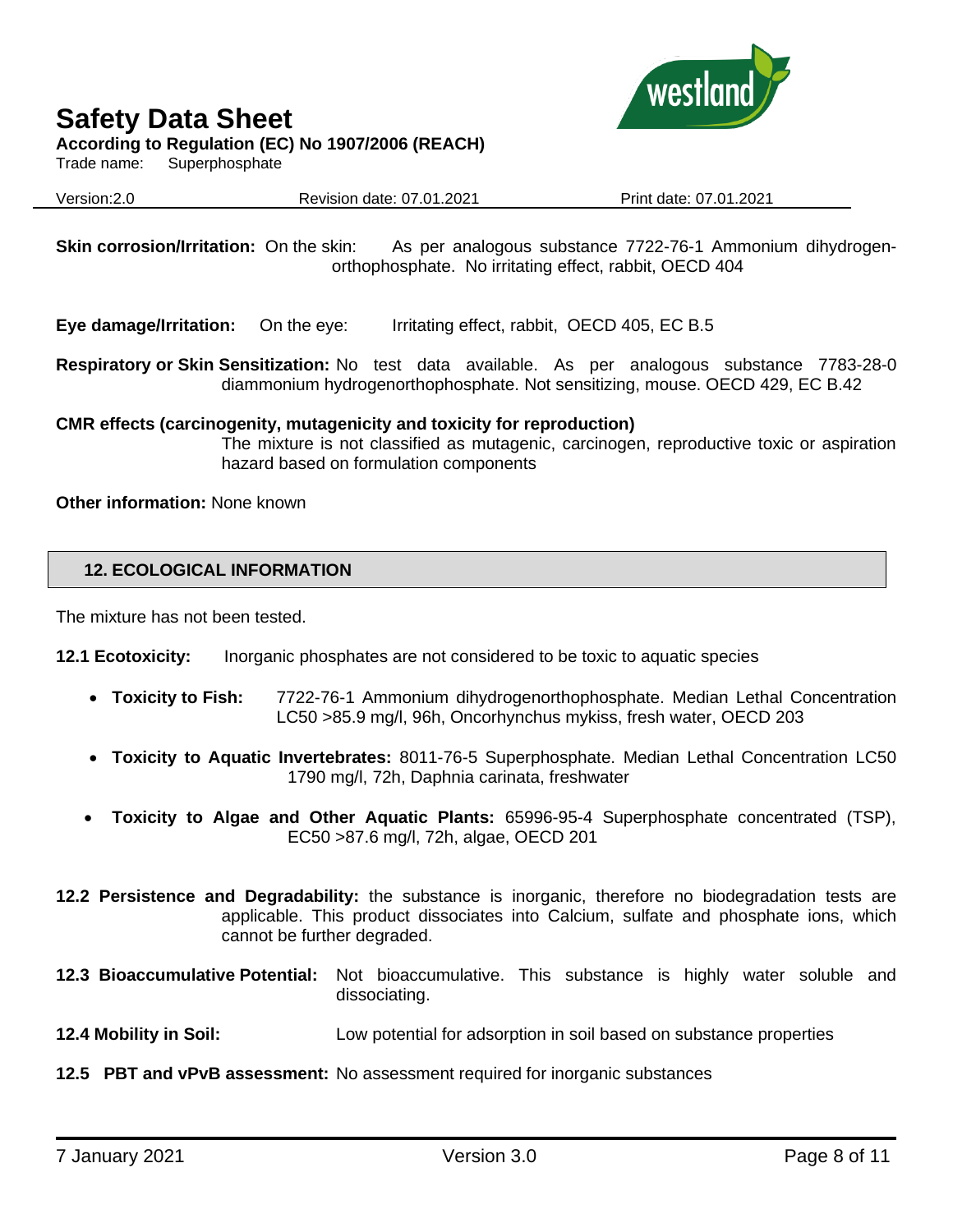**Skin corrosion/Irritation:** On the skin: As per analogous substance 7722-76-1 Ammonium dihydrogen-orthophosphate. No irritating effect, rabbit, OECD 404

**Eye damage/Irritation:** On the eye: Irritating effect, rabbit, OECD 405, EC B.5

**Respiratory or Skin Sensitization:** No test data available. As per analogous substance 7783-28-0 diammonium hydrogenorthophosphate. Not sensitizing, mouse. OECD 429, EC B.42

**CMR effects (carcinogenity, mutagenicity and toxicity for reproduction)**
The mixture is not classified as mutagenic, carcinogen, reproductive toxic or aspiration hazard based on formulation components

**Other information:** None known

## 12. ECOLOGICAL INFORMATION

The mixture has not been tested.

**12.1 Ecotoxicity:** Inorganic phosphates are not considered to be toxic to aquatic species

- **Toxicity to Fish:** 7722-76-1 Ammonium dihydrogenorthophosphate. Median Lethal Concentration LC50 >85.9 mg/l, 96h, Oncorhynchus mykiss, fresh water, OECD 203
- **Toxicity to Aquatic Invertebrates:** 8011-76-5 Superphosphate. Median Lethal Concentration LC50 1790 mg/l, 72h, Daphnia carinata, freshwater
- **Toxicity to Algae and Other Aquatic Plants:** 65996-95-4 Superphosphate concentrated (TSP), EC50 >87.6 mg/l, 72h, algae, OECD 201

**12.2 Persistence and Degradability:** the substance is inorganic, therefore no biodegradation tests are applicable. This product dissociates into Calcium, sulfate and phosphate ions, which cannot be further degraded.

**12.3 Bioaccumulative Potential:** Not bioaccumulative. This substance is highly water soluble and dissociating.

**12.4 Mobility in Soil:** Low potential for adsorption in soil based on substance properties

**12.5 PBT and vPvB assessment:** No assessment required for inorganic substances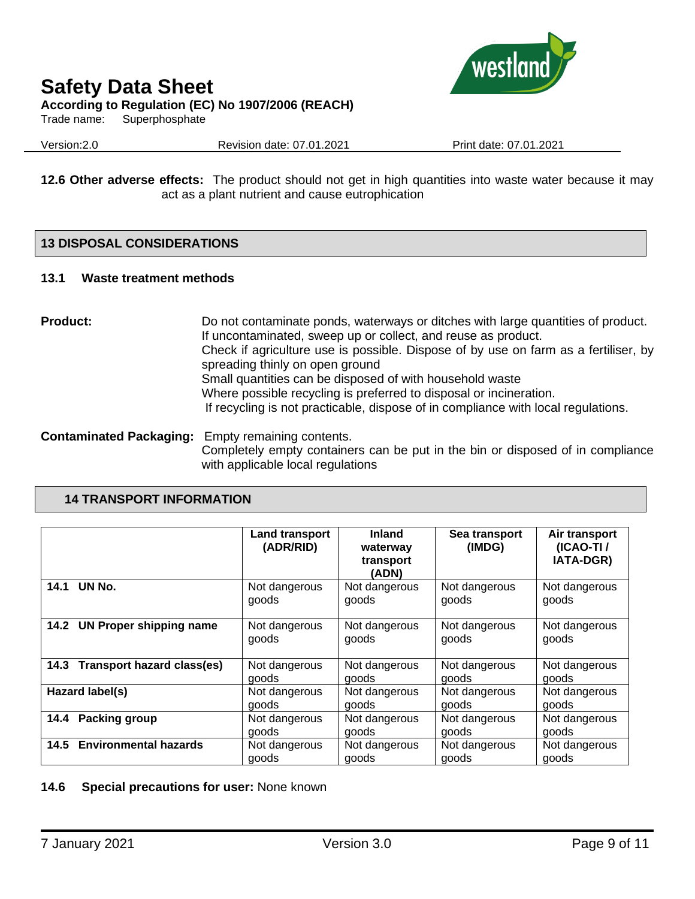**12.6 Other adverse effects:** The product should not get in high quantities into waste water because it may act as a plant nutrient and cause eutrophication

## 13 DISPOSAL CONSIDERATIONS

### 13.1 Waste treatment methods

**Product:** Do not contaminate ponds, waterways or ditches with large quantities of product.
If uncontaminated, sweep up or collect, and reuse as product.
Check if agriculture use is possible. Dispose of by use on farm as a fertiliser, by spreading thinly on open ground
Small quantities can be disposed of with household waste
Where possible recycling is preferred to disposal or incineration.
If recycling is not practicable, dispose of in compliance with local regulations.

**Contaminated Packaging:** Empty remaining contents.
Completely empty containers can be put in the bin or disposed of in compliance with applicable local regulations

## 14 TRANSPORT INFORMATION

| | Land transport (ADR/RID) | Inland waterway transport (ADN) | Sea transport (IMDG) | Air transport (ICAO-TI / IATA-DGR) |
|---|---|---|---|---|
| **14.1 UN No.** | Not dangerous goods | Not dangerous goods | Not dangerous goods | Not dangerous goods |
| **14.2 UN Proper shipping name** | Not dangerous goods | Not dangerous goods | Not dangerous goods | Not dangerous goods |
| **14.3 Transport hazard class(es)** | Not dangerous goods | Not dangerous goods | Not dangerous goods | Not dangerous goods |
| **Hazard label(s)** | Not dangerous goods | Not dangerous goods | Not dangerous goods | Not dangerous goods |
| **14.4 Packing group** | Not dangerous goods | Not dangerous goods | Not dangerous goods | Not dangerous goods |
| **14.5 Environmental hazards** | Not dangerous goods | Not dangerous goods | Not dangerous goods | Not dangerous goods |

**14.6 Special precautions for user:** None known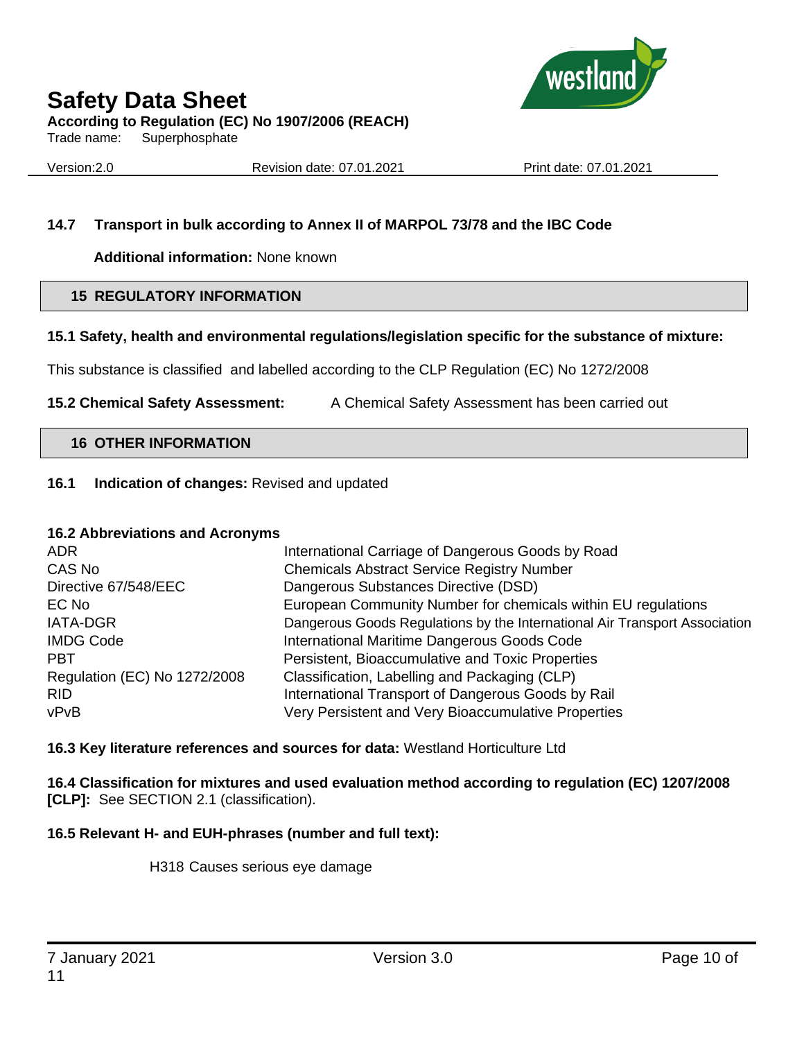### 14.7 Transport in bulk according to Annex II of MARPOL 73/78 and the IBC Code

**Additional information:** None known

## 15 REGULATORY INFORMATION

### 15.1 Safety, health and environmental regulations/legislation specific for the substance of mixture:

This substance is classified and labelled according to the CLP Regulation (EC) No 1272/2008

**15.2 Chemical Safety Assessment:** A Chemical Safety Assessment has been carried out

## 16 OTHER INFORMATION

**16.1 Indication of changes:** Revised and updated

### 16.2 Abbreviations and Acronyms

| | |
|---|---|
| ADR | International Carriage of Dangerous Goods by Road |
| CAS No | Chemicals Abstract Service Registry Number |
| Directive 67/548/EEC | Dangerous Substances Directive (DSD) |
| EC No | European Community Number for chemicals within EU regulations |
| IATA-DGR | Dangerous Goods Regulations by the International Air Transport Association |
| IMDG Code | International Maritime Dangerous Goods Code |
| PBT | Persistent, Bioaccumulative and Toxic Properties |
| Regulation (EC) No 1272/2008 | Classification, Labelling and Packaging (CLP) |
| RID | International Transport of Dangerous Goods by Rail |
| vPvB | Very Persistent and Very Bioaccumulative Properties |

**16.3 Key literature references and sources for data:** Westland Horticulture Ltd

**16.4 Classification for mixtures and used evaluation method according to regulation (EC) 1207/2008 [CLP]:** See SECTION 2.1 (classification).

**16.5 Relevant H- and EUH-phrases (number and full text):**

H318 Causes serious eye damage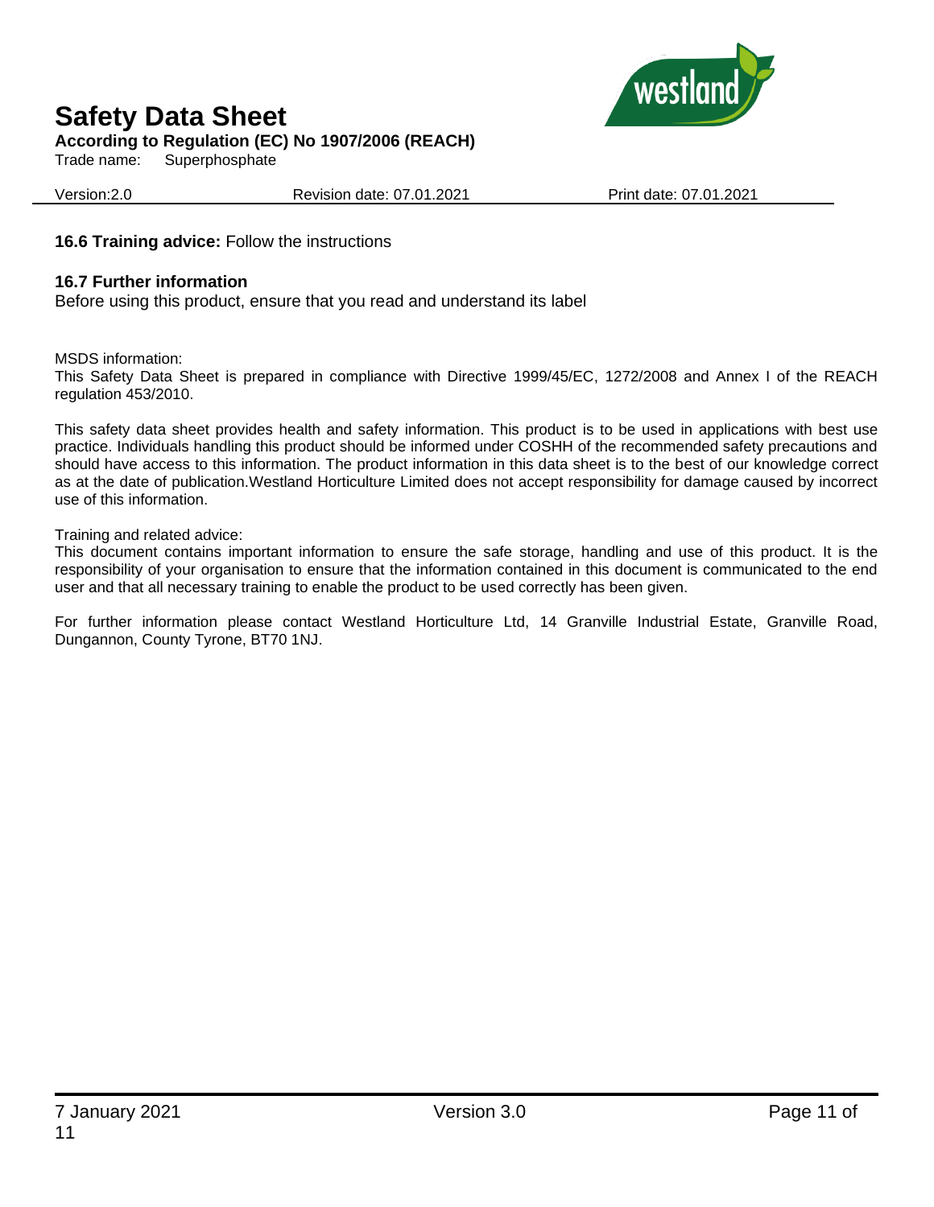**16.6 Training advice:** Follow the instructions

**16.7 Further information**

Before using this product, ensure that you read and understand its label

MSDS information:

This Safety Data Sheet is prepared in compliance with Directive 1999/45/EC, 1272/2008 and Annex I of the REACH regulation 453/2010.

This safety data sheet provides health and safety information. This product is to be used in applications with best use practice. Individuals handling this product should be informed under COSHH of the recommended safety precautions and should have access to this information. The product information in this data sheet is to the best of our knowledge correct as at the date of publication.Westland Horticulture Limited does not accept responsibility for damage caused by incorrect use of this information.

Training and related advice:

This document contains important information to ensure the safe storage, handling and use of this product. It is the responsibility of your organisation to ensure that the information contained in this document is communicated to the end user and that all necessary training to enable the product to be used correctly has been given.

For further information please contact Westland Horticulture Ltd, 14 Granville Industrial Estate, Granville Road, Dungannon, County Tyrone, BT70 1NJ.